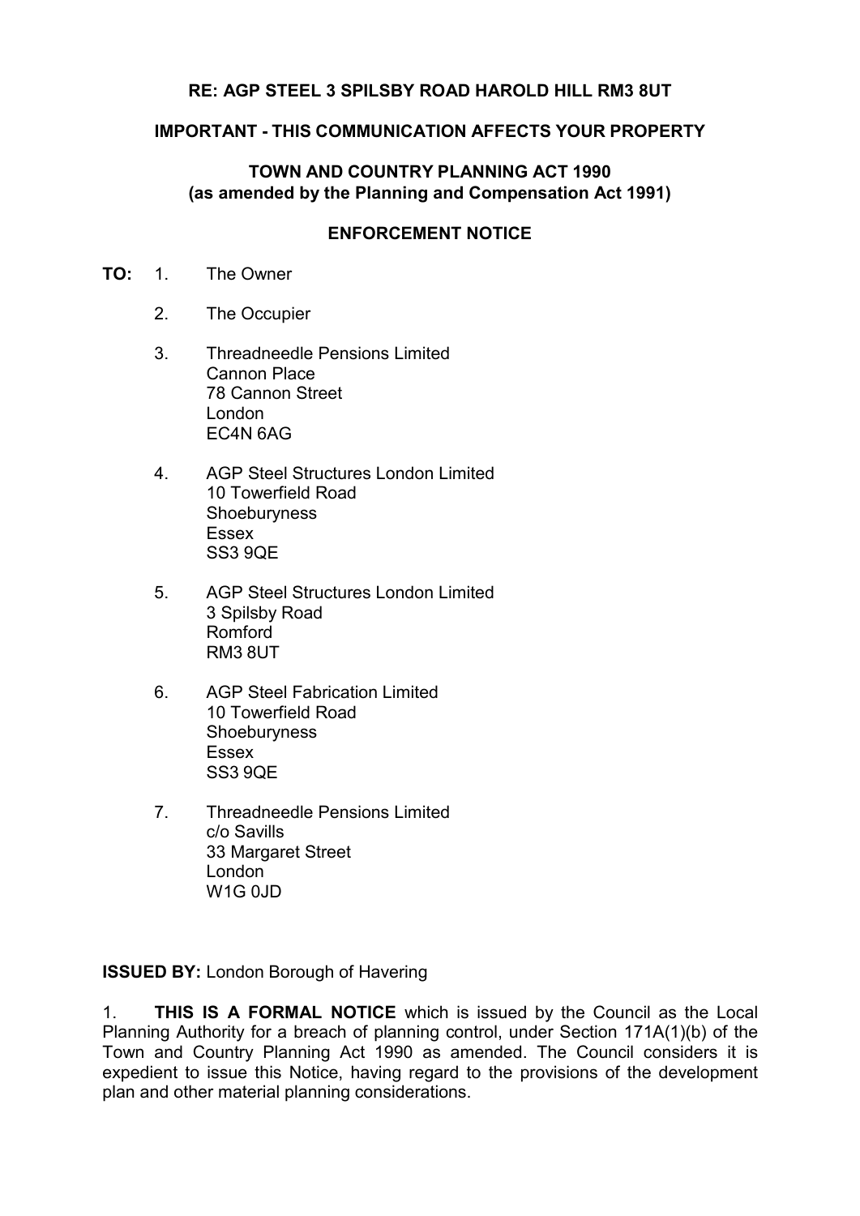**RE: AGP STEEL 3 SPILSBY ROAD HAROLD HILL RM3 8UT**

**IMPORTANT - THIS COMMUNICATION AFFECTS YOUR PROPERTY**

**TOWN AND COUNTRY PLANNING ACT 1990**
**(as amended by the Planning and Compensation Act 1991)**

**ENFORCEMENT NOTICE**

**TO:**

1. The Owner

2. The Occupier

3. Threadneedle Pensions Limited
   Cannon Place
   78 Cannon Street
   London
   EC4N 6AG

4. AGP Steel Structures London Limited
   10 Towerfield Road
   Shoeburyness
   Essex
   SS3 9QE

5. AGP Steel Structures London Limited
   3 Spilsby Road
   Romford
   RM3 8UT

6. AGP Steel Fabrication Limited
   10 Towerfield Road
   Shoeburyness
   Essex
   SS3 9QE

7. Threadneedle Pensions Limited
   c/o Savills
   33 Margaret Street
   London
   W1G 0JD

**ISSUED BY:** London Borough of Havering

1. **THIS IS A FORMAL NOTICE** which is issued by the Council as the Local Planning Authority for a breach of planning control, under Section 171A(1)(b) of the Town and Country Planning Act 1990 as amended. The Council considers it is expedient to issue this Notice, having regard to the provisions of the development plan and other material planning considerations.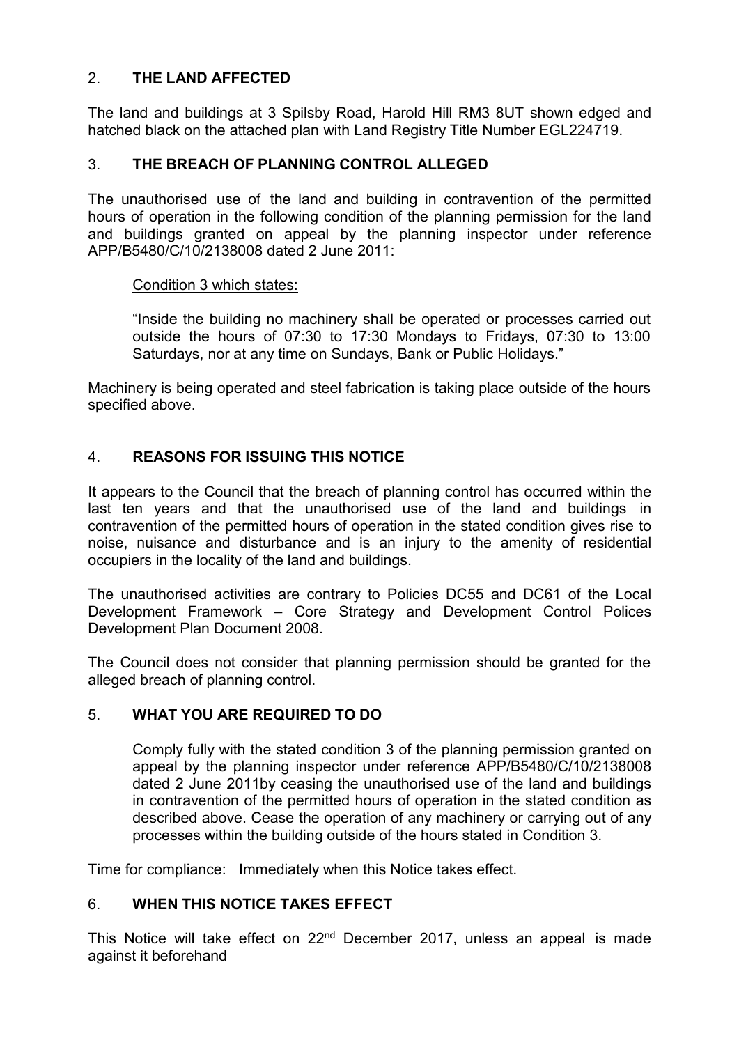## 2. THE LAND AFFECTED

The land and buildings at 3 Spilsby Road, Harold Hill RM3 8UT shown edged and hatched black on the attached plan with Land Registry Title Number EGL224719.

## 3. THE BREACH OF PLANNING CONTROL ALLEGED

The unauthorised use of the land and building in contravention of the permitted hours of operation in the following condition of the planning permission for the land and buildings granted on appeal by the planning inspector under reference APP/B5480/C/10/2138008 dated 2 June 2011:

> Condition 3 which states:
>
> "Inside the building no machinery shall be operated or processes carried out outside the hours of 07:30 to 17:30 Mondays to Fridays, 07:30 to 13:00 Saturdays, nor at any time on Sundays, Bank or Public Holidays."

Machinery is being operated and steel fabrication is taking place outside of the hours specified above.

## 4. REASONS FOR ISSUING THIS NOTICE

It appears to the Council that the breach of planning control has occurred within the last ten years and that the unauthorised use of the land and buildings in contravention of the permitted hours of operation in the stated condition gives rise to noise, nuisance and disturbance and is an injury to the amenity of residential occupiers in the locality of the land and buildings.

The unauthorised activities are contrary to Policies DC55 and DC61 of the Local Development Framework – Core Strategy and Development Control Polices Development Plan Document 2008.

The Council does not consider that planning permission should be granted for the alleged breach of planning control.

## 5. WHAT YOU ARE REQUIRED TO DO

> Comply fully with the stated condition 3 of the planning permission granted on appeal by the planning inspector under reference APP/B5480/C/10/2138008 dated 2 June 2011by ceasing the unauthorised use of the land and buildings in contravention of the permitted hours of operation in the stated condition as described above. Cease the operation of any machinery or carrying out of any processes within the building outside of the hours stated in Condition 3.

Time for compliance: Immediately when this Notice takes effect.

## 6. WHEN THIS NOTICE TAKES EFFECT

This Notice will take effect on 22nd December 2017, unless an appeal is made against it beforehand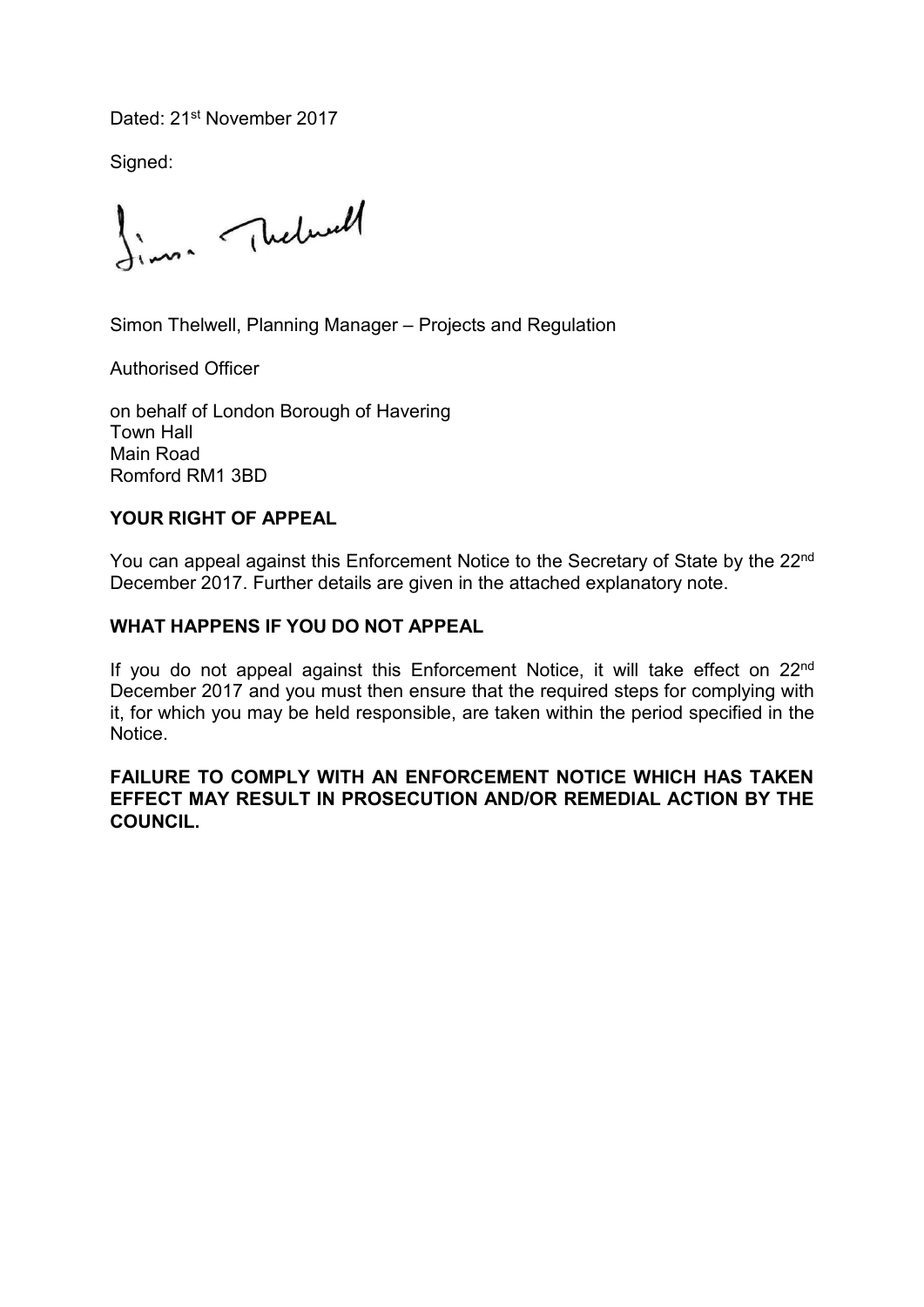Dated: 21st November 2017

Signed:

Simon Thelwell, Planning Manager – Projects and Regulation

Authorised Officer

on behalf of London Borough of Havering
Town Hall
Main Road
Romford RM1 3BD

**YOUR RIGHT OF APPEAL**

You can appeal against this Enforcement Notice to the Secretary of State by the 22nd December 2017. Further details are given in the attached explanatory note.

**WHAT HAPPENS IF YOU DO NOT APPEAL**

If you do not appeal against this Enforcement Notice, it will take effect on 22nd December 2017 and you must then ensure that the required steps for complying with it, for which you may be held responsible, are taken within the period specified in the Notice.

**FAILURE TO COMPLY WITH AN ENFORCEMENT NOTICE WHICH HAS TAKEN EFFECT MAY RESULT IN PROSECUTION AND/OR REMEDIAL ACTION BY THE COUNCIL.**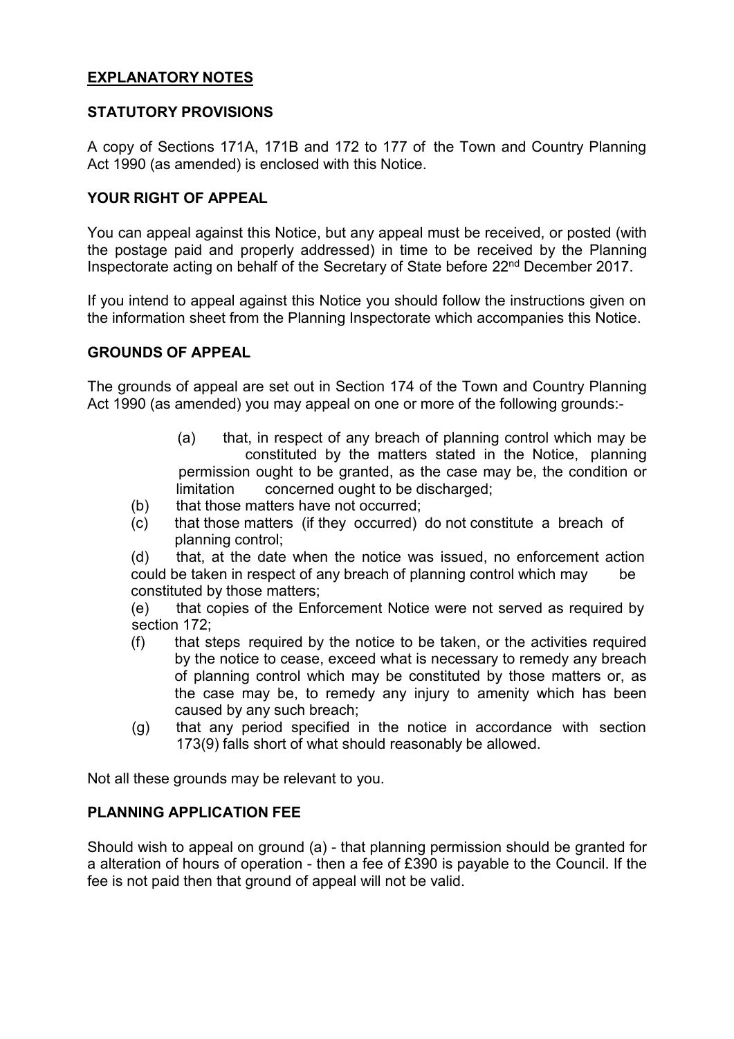# EXPLANATORY NOTES

## STATUTORY PROVISIONS

A copy of Sections 171A, 171B and 172 to 177 of the Town and Country Planning Act 1990 (as amended) is enclosed with this Notice.

## YOUR RIGHT OF APPEAL

You can appeal against this Notice, but any appeal must be received, or posted (with the postage paid and properly addressed) in time to be received by the Planning Inspectorate acting on behalf of the Secretary of State before 22nd December 2017.

If you intend to appeal against this Notice you should follow the instructions given on the information sheet from the Planning Inspectorate which accompanies this Notice.

## GROUNDS OF APPEAL

The grounds of appeal are set out in Section 174 of the Town and Country Planning Act 1990 (as amended) you may appeal on one or more of the following grounds:-

(a) that, in respect of any breach of planning control which may be constituted by the matters stated in the Notice, planning permission ought to be granted, as the case may be, the condition or limitation concerned ought to be discharged;

(b) that those matters have not occurred;

(c) that those matters (if they occurred) do not constitute a breach of planning control;

(d) that, at the date when the notice was issued, no enforcement action could be taken in respect of any breach of planning control which may be constituted by those matters;

(e) that copies of the Enforcement Notice were not served as required by section 172;

(f) that steps required by the notice to be taken, or the activities required by the notice to cease, exceed what is necessary to remedy any breach of planning control which may be constituted by those matters or, as the case may be, to remedy any injury to amenity which has been caused by any such breach;

(g) that any period specified in the notice in accordance with section 173(9) falls short of what should reasonably be allowed.

Not all these grounds may be relevant to you.

## PLANNING APPLICATION FEE

Should wish to appeal on ground (a) - that planning permission should be granted for a alteration of hours of operation - then a fee of £390 is payable to the Council. If the fee is not paid then that ground of appeal will not be valid.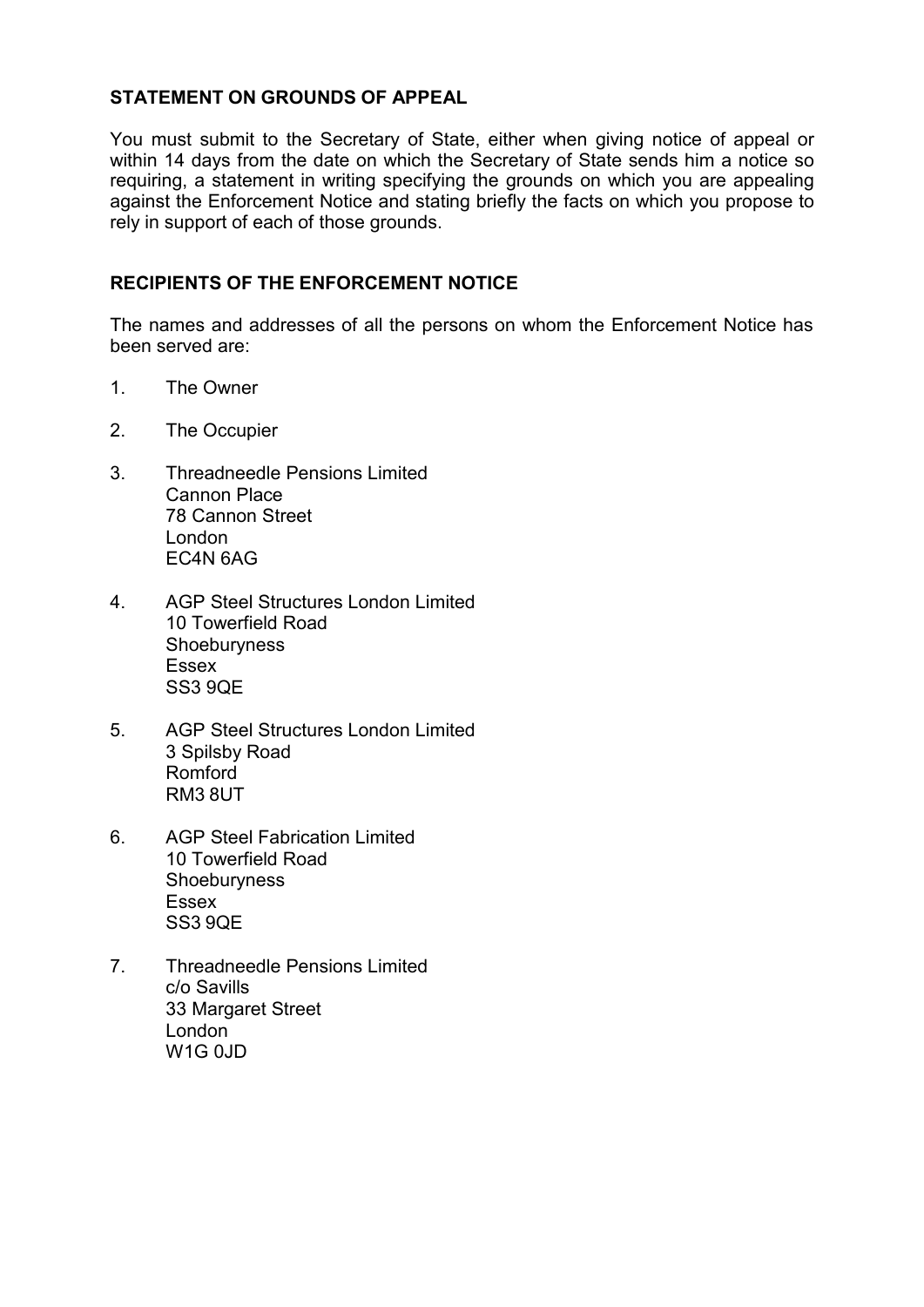**STATEMENT ON GROUNDS OF APPEAL**

You must submit to the Secretary of State, either when giving notice of appeal or within 14 days from the date on which the Secretary of State sends him a notice so requiring, a statement in writing specifying the grounds on which you are appealing against the Enforcement Notice and stating briefly the facts on which you propose to rely in support of each of those grounds.

**RECIPIENTS OF THE ENFORCEMENT NOTICE**

The names and addresses of all the persons on whom the Enforcement Notice has been served are:

1. The Owner

2. The Occupier

3. Threadneedle Pensions Limited  
   Cannon Place  
   78 Cannon Street  
   London  
   EC4N 6AG

4. AGP Steel Structures London Limited  
   10 Towerfield Road  
   Shoeburyness  
   Essex  
   SS3 9QE

5. AGP Steel Structures London Limited  
   3 Spilsby Road  
   Romford  
   RM3 8UT

6. AGP Steel Fabrication Limited  
   10 Towerfield Road  
   Shoeburyness  
   Essex  
   SS3 9QE

7. Threadneedle Pensions Limited  
   c/o Savills  
   33 Margaret Street  
   London  
   W1G 0JD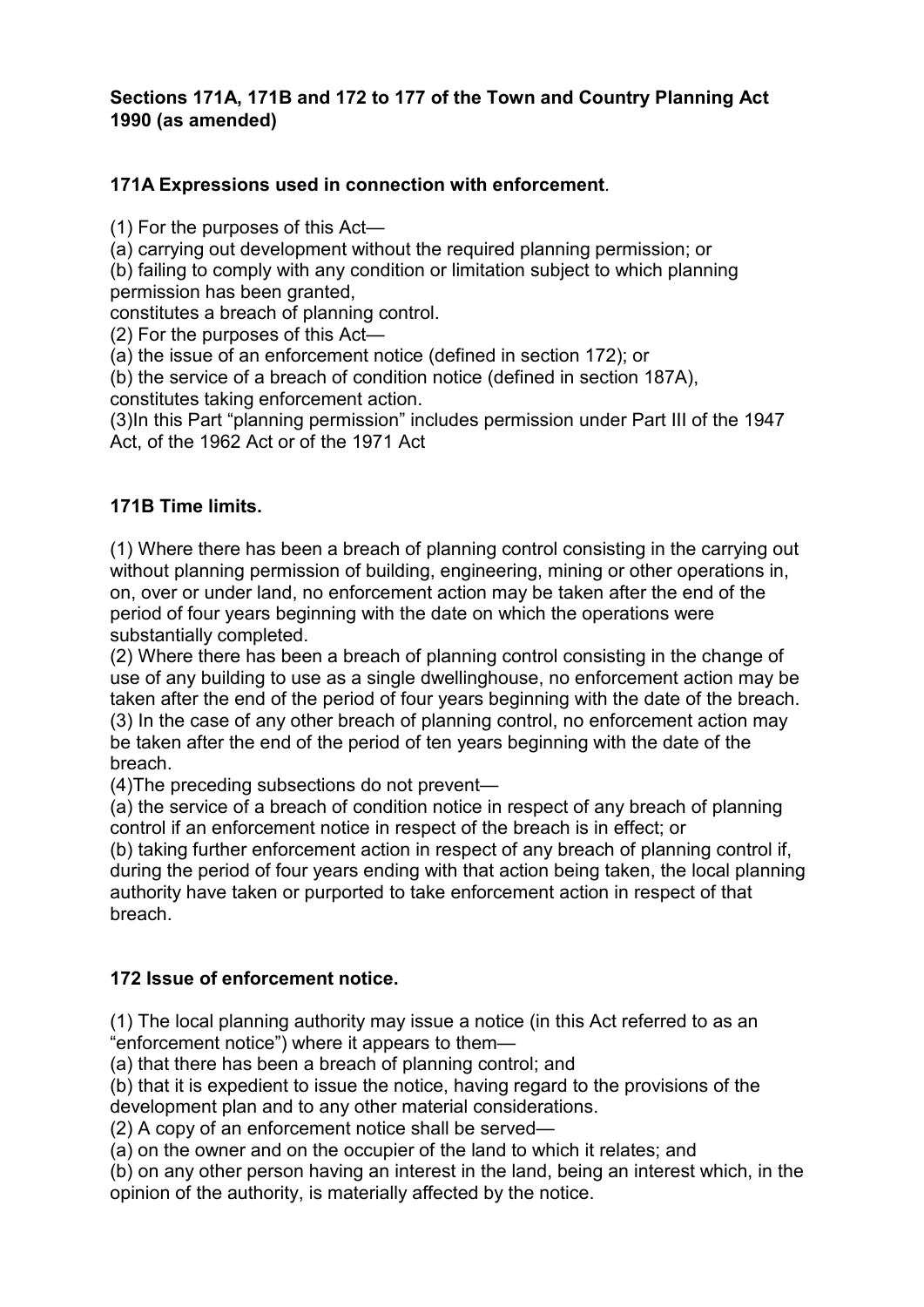**Sections 171A, 171B and 172 to 177 of the Town and Country Planning Act 1990 (as amended)**

**171A Expressions used in connection with enforcement**.

(1) For the purposes of this Act—
(a) carrying out development without the required planning permission; or
(b) failing to comply with any condition or limitation subject to which planning permission has been granted,
constitutes a breach of planning control.
(2) For the purposes of this Act—
(a) the issue of an enforcement notice (defined in section 172); or
(b) the service of a breach of condition notice (defined in section 187A),
constitutes taking enforcement action.
(3)In this Part "planning permission" includes permission under Part III of the 1947 Act, of the 1962 Act or of the 1971 Act

**171B Time limits.**

(1) Where there has been a breach of planning control consisting in the carrying out without planning permission of building, engineering, mining or other operations in, on, over or under land, no enforcement action may be taken after the end of the period of four years beginning with the date on which the operations were substantially completed.
(2) Where there has been a breach of planning control consisting in the change of use of any building to use as a single dwellinghouse, no enforcement action may be taken after the end of the period of four years beginning with the date of the breach.
(3) In the case of any other breach of planning control, no enforcement action may be taken after the end of the period of ten years beginning with the date of the breach.
(4)The preceding subsections do not prevent—
(a) the service of a breach of condition notice in respect of any breach of planning control if an enforcement notice in respect of the breach is in effect; or
(b) taking further enforcement action in respect of any breach of planning control if, during the period of four years ending with that action being taken, the local planning authority have taken or purported to take enforcement action in respect of that breach.

**172 Issue of enforcement notice.**

(1) The local planning authority may issue a notice (in this Act referred to as an "enforcement notice") where it appears to them—
(a) that there has been a breach of planning control; and
(b) that it is expedient to issue the notice, having regard to the provisions of the development plan and to any other material considerations.
(2) A copy of an enforcement notice shall be served—
(a) on the owner and on the occupier of the land to which it relates; and
(b) on any other person having an interest in the land, being an interest which, in the opinion of the authority, is materially affected by the notice.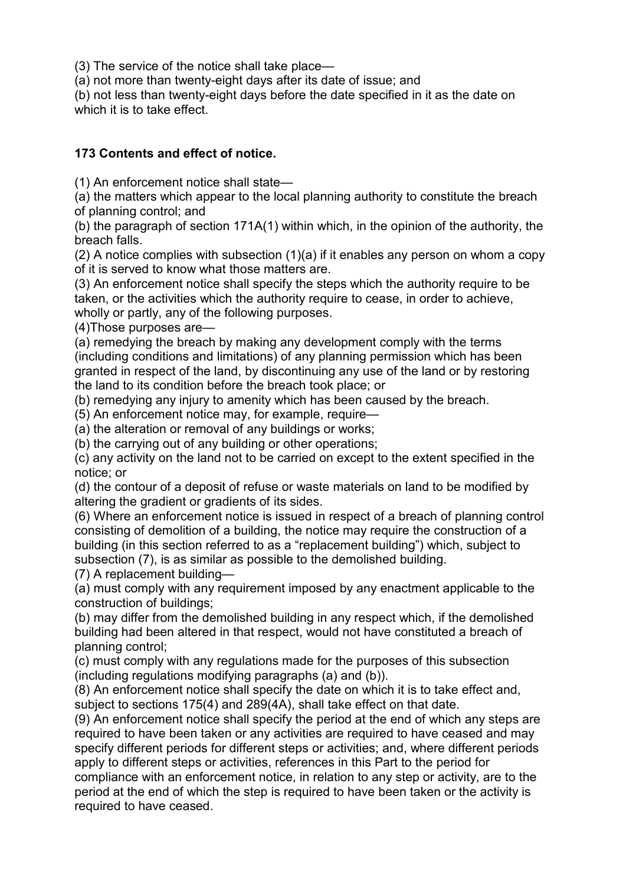(3) The service of the notice shall take place—
(a) not more than twenty-eight days after its date of issue; and
(b) not less than twenty-eight days before the date specified in it as the date on which it is to take effect.

**173 Contents and effect of notice.**

(1) An enforcement notice shall state—
(a) the matters which appear to the local planning authority to constitute the breach of planning control; and
(b) the paragraph of section 171A(1) within which, in the opinion of the authority, the breach falls.
(2) A notice complies with subsection (1)(a) if it enables any person on whom a copy of it is served to know what those matters are.
(3) An enforcement notice shall specify the steps which the authority require to be taken, or the activities which the authority require to cease, in order to achieve, wholly or partly, any of the following purposes.
(4)Those purposes are—
(a) remedying the breach by making any development comply with the terms (including conditions and limitations) of any planning permission which has been granted in respect of the land, by discontinuing any use of the land or by restoring the land to its condition before the breach took place; or
(b) remedying any injury to amenity which has been caused by the breach.
(5) An enforcement notice may, for example, require—
(a) the alteration or removal of any buildings or works;
(b) the carrying out of any building or other operations;
(c) any activity on the land not to be carried on except to the extent specified in the notice; or
(d) the contour of a deposit of refuse or waste materials on land to be modified by altering the gradient or gradients of its sides.
(6) Where an enforcement notice is issued in respect of a breach of planning control consisting of demolition of a building, the notice may require the construction of a building (in this section referred to as a "replacement building") which, subject to subsection (7), is as similar as possible to the demolished building.
(7) A replacement building—
(a) must comply with any requirement imposed by any enactment applicable to the construction of buildings;
(b) may differ from the demolished building in any respect which, if the demolished building had been altered in that respect, would not have constituted a breach of planning control;
(c) must comply with any regulations made for the purposes of this subsection (including regulations modifying paragraphs (a) and (b)).
(8) An enforcement notice shall specify the date on which it is to take effect and, subject to sections 175(4) and 289(4A), shall take effect on that date.
(9) An enforcement notice shall specify the period at the end of which any steps are required to have been taken or any activities are required to have ceased and may specify different periods for different steps or activities; and, where different periods apply to different steps or activities, references in this Part to the period for compliance with an enforcement notice, in relation to any step or activity, are to the period at the end of which the step is required to have been taken or the activity is required to have ceased.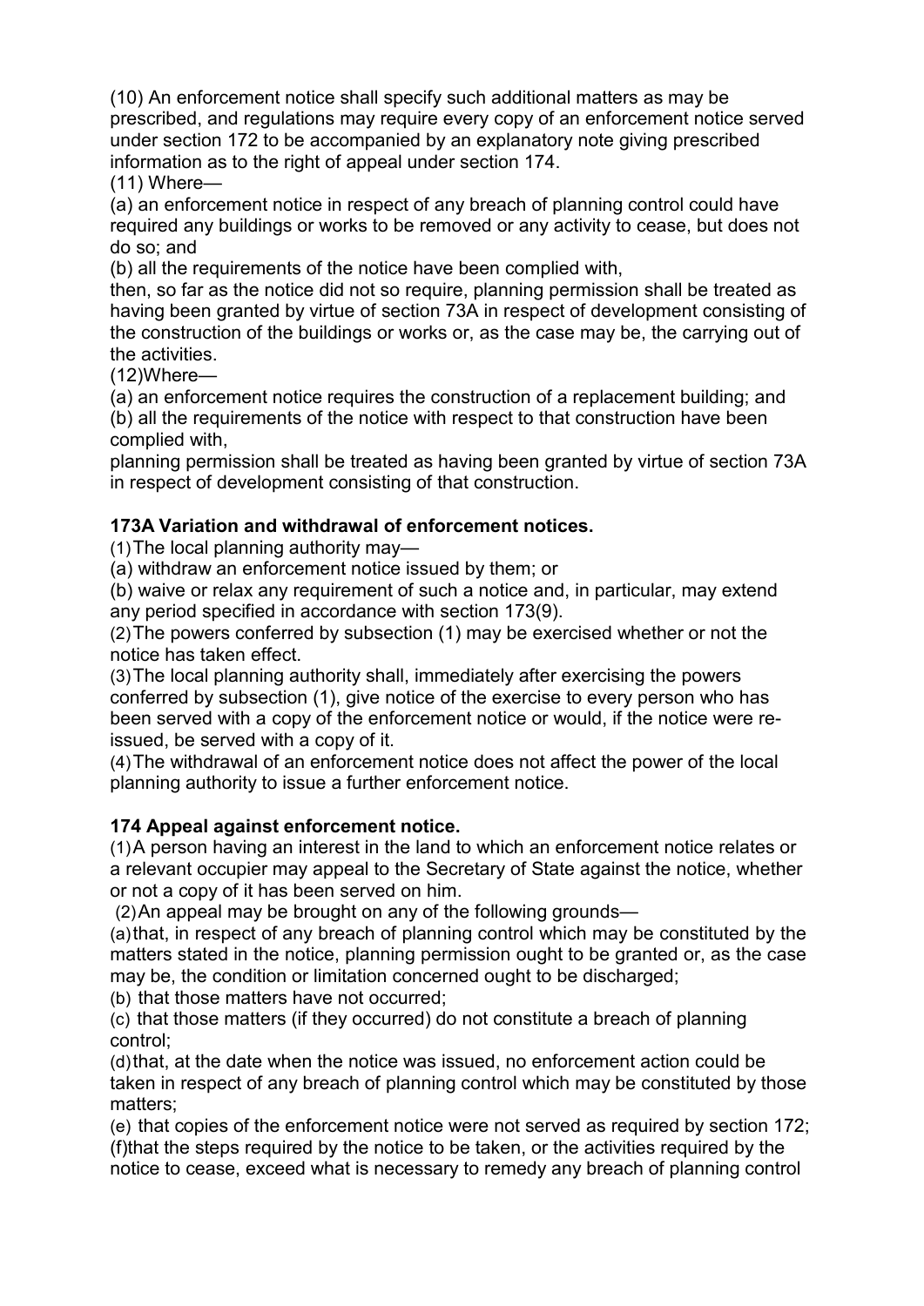(10) An enforcement notice shall specify such additional matters as may be prescribed, and regulations may require every copy of an enforcement notice served under section 172 to be accompanied by an explanatory note giving prescribed information as to the right of appeal under section 174.

(11) Where—

(a) an enforcement notice in respect of any breach of planning control could have required any buildings or works to be removed or any activity to cease, but does not do so; and

(b) all the requirements of the notice have been complied with,

then, so far as the notice did not so require, planning permission shall be treated as having been granted by virtue of section 73A in respect of development consisting of the construction of the buildings or works or, as the case may be, the carrying out of the activities.

(12)Where—

(a) an enforcement notice requires the construction of a replacement building; and

(b) all the requirements of the notice with respect to that construction have been complied with,

planning permission shall be treated as having been granted by virtue of section 73A in respect of development consisting of that construction.

**173A Variation and withdrawal of enforcement notices.**

(1)The local planning authority may—

(a) withdraw an enforcement notice issued by them; or

(b) waive or relax any requirement of such a notice and, in particular, may extend any period specified in accordance with section 173(9).

(2)The powers conferred by subsection (1) may be exercised whether or not the notice has taken effect.

(3)The local planning authority shall, immediately after exercising the powers conferred by subsection (1), give notice of the exercise to every person who has been served with a copy of the enforcement notice or would, if the notice were re-issued, be served with a copy of it.

(4)The withdrawal of an enforcement notice does not affect the power of the local planning authority to issue a further enforcement notice.

**174 Appeal against enforcement notice.**

(1)A person having an interest in the land to which an enforcement notice relates or a relevant occupier may appeal to the Secretary of State against the notice, whether or not a copy of it has been served on him.

(2)An appeal may be brought on any of the following grounds—

(a)that, in respect of any breach of planning control which may be constituted by the matters stated in the notice, planning permission ought to be granted or, as the case may be, the condition or limitation concerned ought to be discharged;

(b) that those matters have not occurred;

(c) that those matters (if they occurred) do not constitute a breach of planning control;

(d)that, at the date when the notice was issued, no enforcement action could be taken in respect of any breach of planning control which may be constituted by those matters;

(e) that copies of the enforcement notice were not served as required by section 172;

(f)that the steps required by the notice to be taken, or the activities required by the notice to cease, exceed what is necessary to remedy any breach of planning control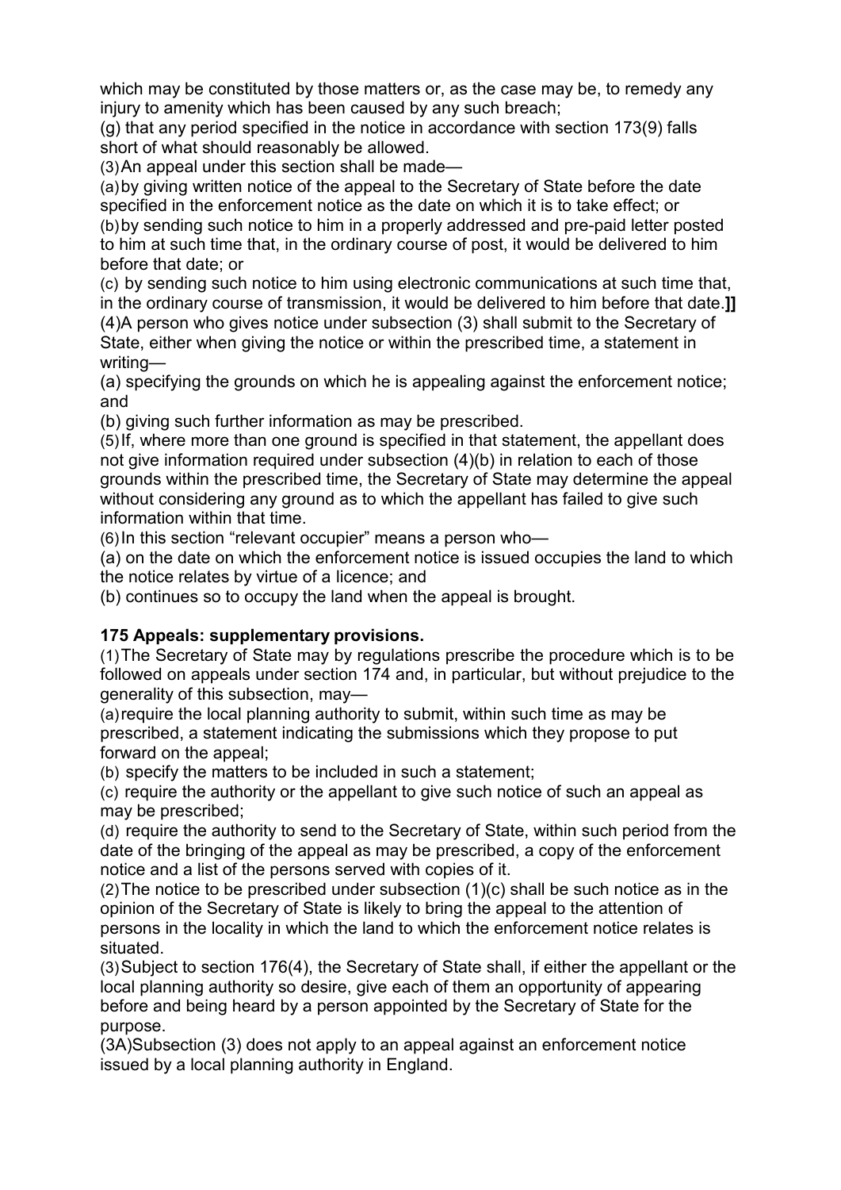which may be constituted by those matters or, as the case may be, to remedy any injury to amenity which has been caused by any such breach;

(g) that any period specified in the notice in accordance with section 173(9) falls short of what should reasonably be allowed.

(3) An appeal under this section shall be made—

(a) by giving written notice of the appeal to the Secretary of State before the date specified in the enforcement notice as the date on which it is to take effect; or

(b) by sending such notice to him in a properly addressed and pre-paid letter posted to him at such time that, in the ordinary course of post, it would be delivered to him before that date; or

(c) by sending such notice to him using electronic communications at such time that, in the ordinary course of transmission, it would be delivered to him before that date.**]]**

(4) A person who gives notice under subsection (3) shall submit to the Secretary of State, either when giving the notice or within the prescribed time, a statement in writing—

(a) specifying the grounds on which he is appealing against the enforcement notice; and

(b) giving such further information as may be prescribed.

(5) If, where more than one ground is specified in that statement, the appellant does not give information required under subsection (4)(b) in relation to each of those grounds within the prescribed time, the Secretary of State may determine the appeal without considering any ground as to which the appellant has failed to give such information within that time.

(6) In this section "relevant occupier" means a person who—

(a) on the date on which the enforcement notice is issued occupies the land to which the notice relates by virtue of a licence; and

(b) continues so to occupy the land when the appeal is brought.

**175 Appeals: supplementary provisions.**

(1) The Secretary of State may by regulations prescribe the procedure which is to be followed on appeals under section 174 and, in particular, but without prejudice to the generality of this subsection, may—

(a) require the local planning authority to submit, within such time as may be prescribed, a statement indicating the submissions which they propose to put forward on the appeal;

(b) specify the matters to be included in such a statement;

(c) require the authority or the appellant to give such notice of such an appeal as may be prescribed;

(d) require the authority to send to the Secretary of State, within such period from the date of the bringing of the appeal as may be prescribed, a copy of the enforcement notice and a list of the persons served with copies of it.

(2) The notice to be prescribed under subsection (1)(c) shall be such notice as in the opinion of the Secretary of State is likely to bring the appeal to the attention of persons in the locality in which the land to which the enforcement notice relates is situated.

(3) Subject to section 176(4), the Secretary of State shall, if either the appellant or the local planning authority so desire, give each of them an opportunity of appearing before and being heard by a person appointed by the Secretary of State for the purpose.

(3A) Subsection (3) does not apply to an appeal against an enforcement notice issued by a local planning authority in England.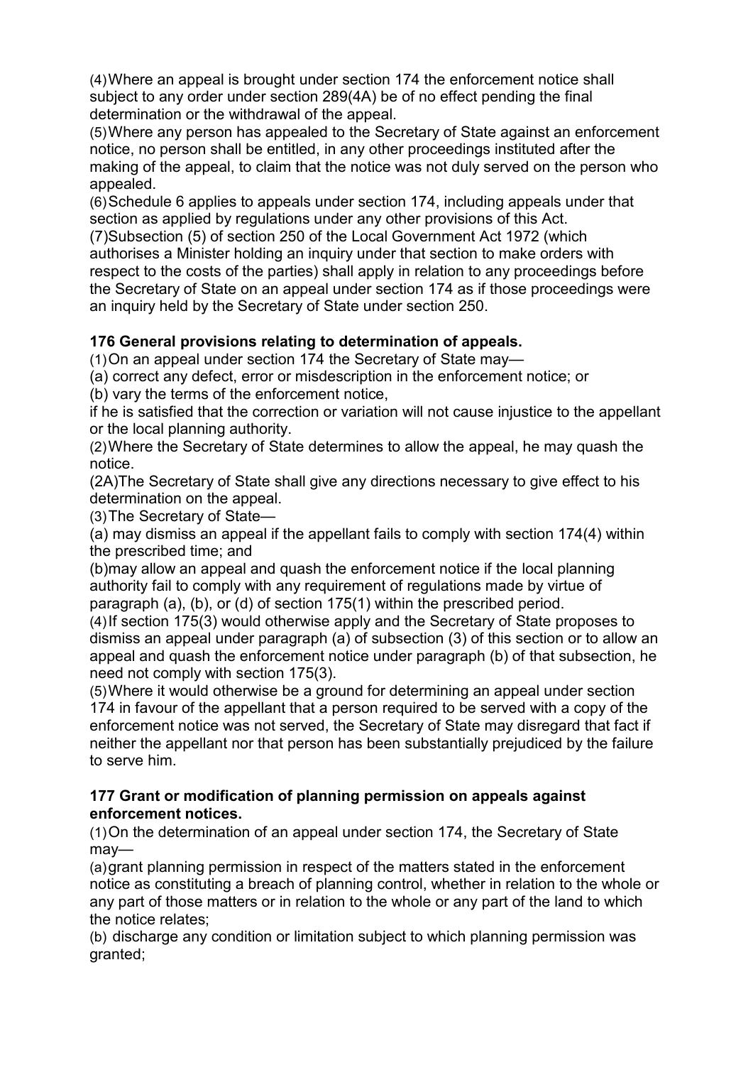(4) Where an appeal is brought under section 174 the enforcement notice shall subject to any order under section 289(4A) be of no effect pending the final determination or the withdrawal of the appeal.

(5) Where any person has appealed to the Secretary of State against an enforcement notice, no person shall be entitled, in any other proceedings instituted after the making of the appeal, to claim that the notice was not duly served on the person who appealed.

(6) Schedule 6 applies to appeals under section 174, including appeals under that section as applied by regulations under any other provisions of this Act.

(7) Subsection (5) of section 250 of the Local Government Act 1972 (which authorises a Minister holding an inquiry under that section to make orders with respect to the costs of the parties) shall apply in relation to any proceedings before the Secretary of State on an appeal under section 174 as if those proceedings were an inquiry held by the Secretary of State under section 250.

**176 General provisions relating to determination of appeals.**

(1) On an appeal under section 174 the Secretary of State may—

(a) correct any defect, error or misdescription in the enforcement notice; or

(b) vary the terms of the enforcement notice,

if he is satisfied that the correction or variation will not cause injustice to the appellant or the local planning authority.

(2) Where the Secretary of State determines to allow the appeal, he may quash the notice.

(2A) The Secretary of State shall give any directions necessary to give effect to his determination on the appeal.

(3) The Secretary of State—

(a) may dismiss an appeal if the appellant fails to comply with section 174(4) within the prescribed time; and

(b) may allow an appeal and quash the enforcement notice if the local planning authority fail to comply with any requirement of regulations made by virtue of paragraph (a), (b), or (d) of section 175(1) within the prescribed period.

(4) If section 175(3) would otherwise apply and the Secretary of State proposes to dismiss an appeal under paragraph (a) of subsection (3) of this section or to allow an appeal and quash the enforcement notice under paragraph (b) of that subsection, he need not comply with section 175(3).

(5) Where it would otherwise be a ground for determining an appeal under section 174 in favour of the appellant that a person required to be served with a copy of the enforcement notice was not served, the Secretary of State may disregard that fact if neither the appellant nor that person has been substantially prejudiced by the failure to serve him.

**177 Grant or modification of planning permission on appeals against enforcement notices.**

(1) On the determination of an appeal under section 174, the Secretary of State may—

(a) grant planning permission in respect of the matters stated in the enforcement notice as constituting a breach of planning control, whether in relation to the whole or any part of those matters or in relation to the whole or any part of the land to which the notice relates;

(b) discharge any condition or limitation subject to which planning permission was granted;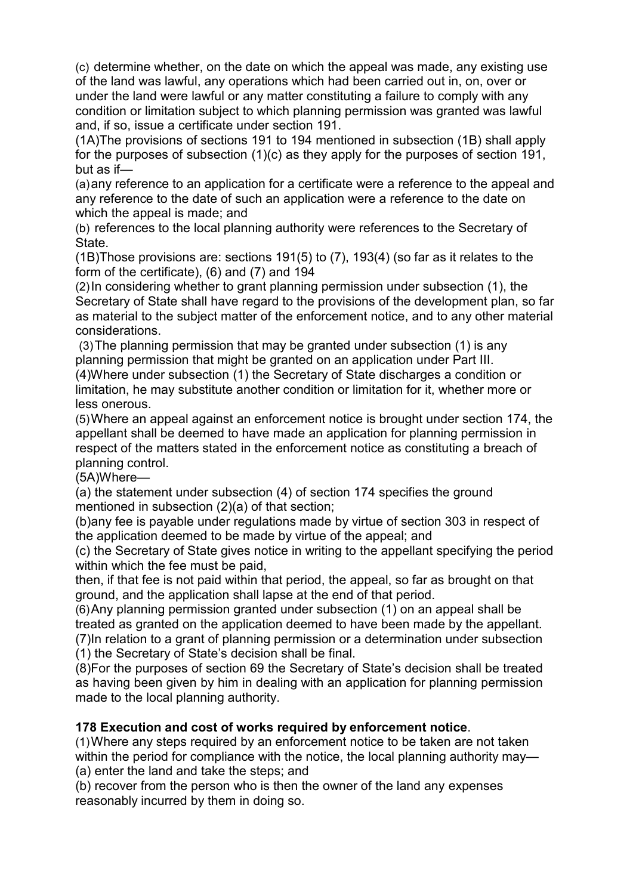(c) determine whether, on the date on which the appeal was made, any existing use of the land was lawful, any operations which had been carried out in, on, over or under the land were lawful or any matter constituting a failure to comply with any condition or limitation subject to which planning permission was granted was lawful and, if so, issue a certificate under section 191.

(1A)The provisions of sections 191 to 194 mentioned in subsection (1B) shall apply for the purposes of subsection (1)(c) as they apply for the purposes of section 191, but as if—

(a) any reference to an application for a certificate were a reference to the appeal and any reference to the date of such an application were a reference to the date on which the appeal is made; and

(b) references to the local planning authority were references to the Secretary of State.

(1B)Those provisions are: sections 191(5) to (7), 193(4) (so far as it relates to the form of the certificate), (6) and (7) and 194

(2) In considering whether to grant planning permission under subsection (1), the Secretary of State shall have regard to the provisions of the development plan, so far as material to the subject matter of the enforcement notice, and to any other material considerations.

(3) The planning permission that may be granted under subsection (1) is any planning permission that might be granted on an application under Part III.

(4)Where under subsection (1) the Secretary of State discharges a condition or limitation, he may substitute another condition or limitation for it, whether more or less onerous.

(5) Where an appeal against an enforcement notice is brought under section 174, the appellant shall be deemed to have made an application for planning permission in respect of the matters stated in the enforcement notice as constituting a breach of planning control.

(5A)Where—

(a) the statement under subsection (4) of section 174 specifies the ground mentioned in subsection (2)(a) of that section;

(b)any fee is payable under regulations made by virtue of section 303 in respect of the application deemed to be made by virtue of the appeal; and

(c) the Secretary of State gives notice in writing to the appellant specifying the period within which the fee must be paid,

then, if that fee is not paid within that period, the appeal, so far as brought on that ground, and the application shall lapse at the end of that period.

(6) Any planning permission granted under subsection (1) on an appeal shall be treated as granted on the application deemed to have been made by the appellant.

(7)In relation to a grant of planning permission or a determination under subsection (1) the Secretary of State's decision shall be final.

(8)For the purposes of section 69 the Secretary of State's decision shall be treated as having been given by him in dealing with an application for planning permission made to the local planning authority.

**178 Execution and cost of works required by enforcement notice**.

(1) Where any steps required by an enforcement notice to be taken are not taken within the period for compliance with the notice, the local planning authority may—

(a) enter the land and take the steps; and

(b) recover from the person who is then the owner of the land any expenses reasonably incurred by them in doing so.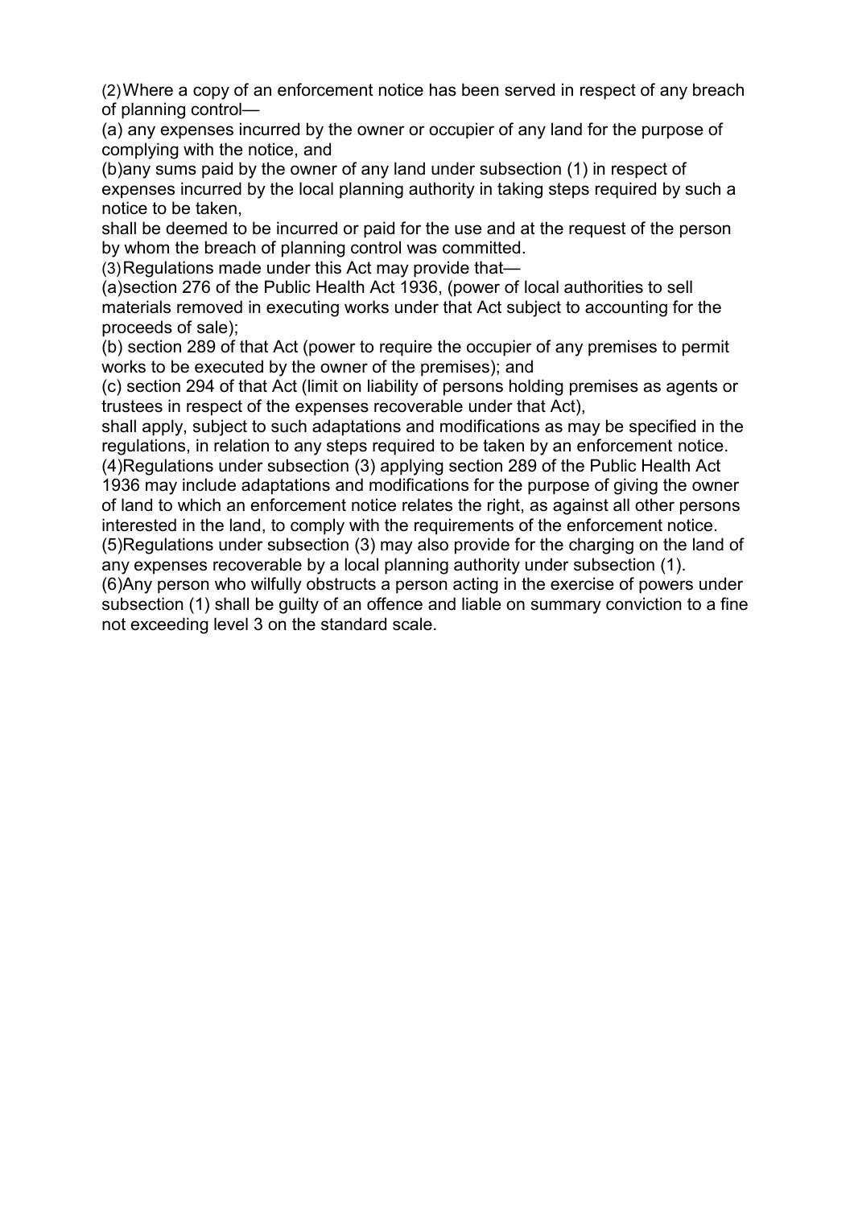(2) Where a copy of an enforcement notice has been served in respect of any breach of planning control—

(a) any expenses incurred by the owner or occupier of any land for the purpose of complying with the notice, and

(b)any sums paid by the owner of any land under subsection (1) in respect of expenses incurred by the local planning authority in taking steps required by such a notice to be taken,

shall be deemed to be incurred or paid for the use and at the request of the person by whom the breach of planning control was committed.

(3) Regulations made under this Act may provide that—

(a)section 276 of the Public Health Act 1936, (power of local authorities to sell materials removed in executing works under that Act subject to accounting for the proceeds of sale);

(b) section 289 of that Act (power to require the occupier of any premises to permit works to be executed by the owner of the premises); and

(c) section 294 of that Act (limit on liability of persons holding premises as agents or trustees in respect of the expenses recoverable under that Act),

shall apply, subject to such adaptations and modifications as may be specified in the regulations, in relation to any steps required to be taken by an enforcement notice.

(4)Regulations under subsection (3) applying section 289 of the Public Health Act 1936 may include adaptations and modifications for the purpose of giving the owner of land to which an enforcement notice relates the right, as against all other persons interested in the land, to comply with the requirements of the enforcement notice.

(5)Regulations under subsection (3) may also provide for the charging on the land of any expenses recoverable by a local planning authority under subsection (1).

(6)Any person who wilfully obstructs a person acting in the exercise of powers under subsection (1) shall be guilty of an offence and liable on summary conviction to a fine not exceeding level 3 on the standard scale.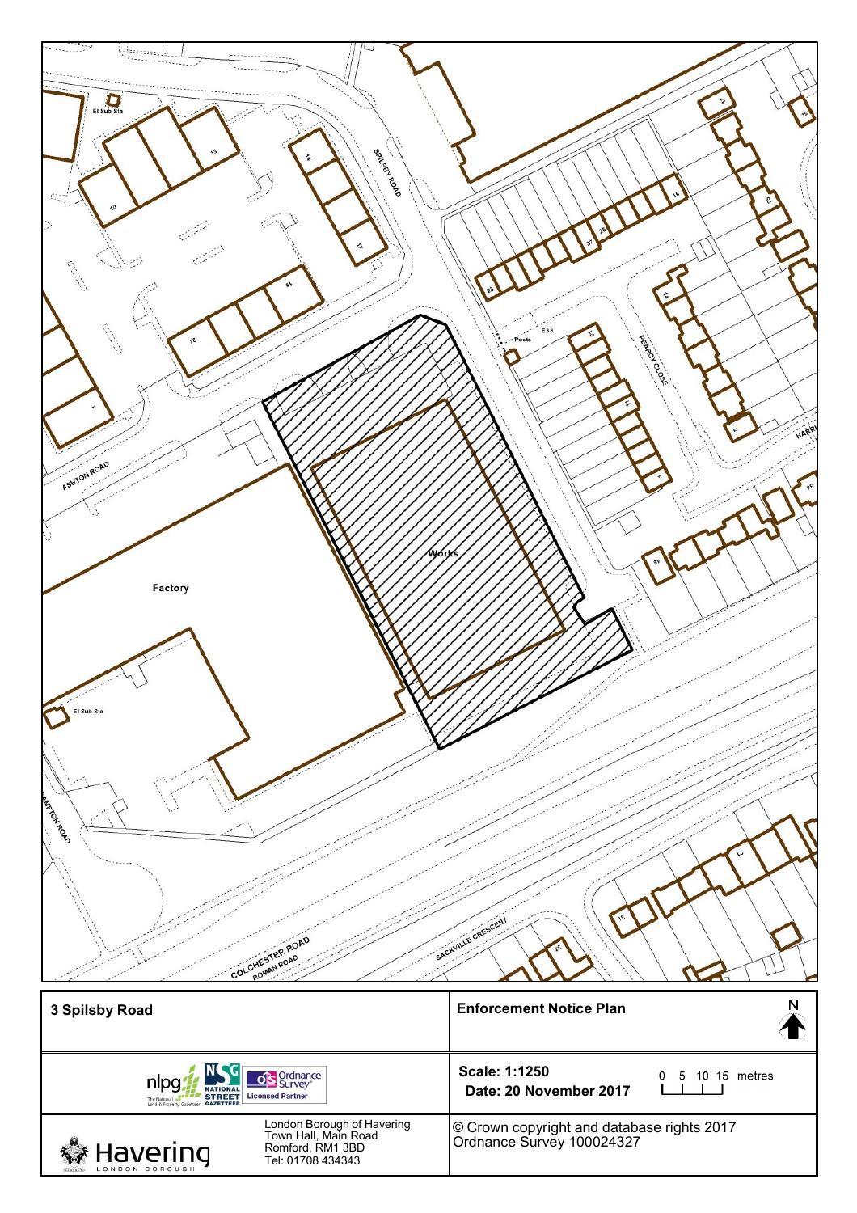El Sub Sta

SPILSBY ROAD

ASHTON ROAD

Factory

Works

El Sub Sta

PEARCY CLOSE

ESS

Posts

COLCHESTER ROAD

ROMAN ROAD

SACKVILLE CRESCENT

| | |
|---|---|
| **3 Spilsby Road** | **Enforcement Notice Plan** N |
| nlpg NSG NATIONAL STREET GAZETTEER Ordnance Survey Licensed Partner | **Scale: 1:1250** 0 5 10 15 metres<br>**Date: 20 November 2017** |
| Havering LONDON BOROUGH — London Borough of Havering, Town Hall, Main Road, Romford, RM1 3BD, Tel: 01708 434343 | © Crown copyright and database rights 2017 Ordnance Survey 100024327 |